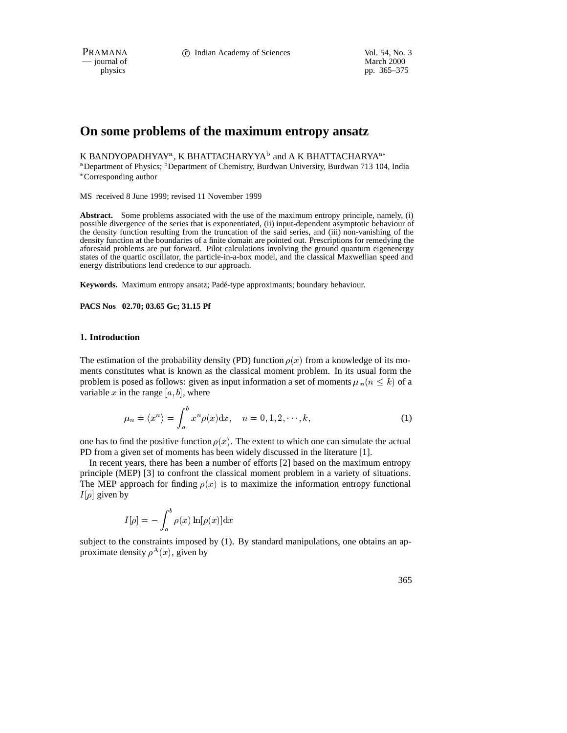# On some problems of the maximum entropy ansatz

K BANDYOPADHYAY[a], K BHATTACHARYYA[b] and A K BHATTACHARYA[a*]

[a]Department of Physics; [b]Department of Chemistry, Burdwan University, Burdwan 713 104, India

[*]Corresponding author

MS received 8 June 1999; revised 11 November 1999

**Abstract.** Some problems associated with the use of the maximum entropy principle, namely, (i) possible divergence of the series that is exponentiated, (ii) input-dependent asymptotic behaviour of the density function resulting from the truncation of the said series, and (iii) non-vanishing of the density function at the boundaries of a finite domain are pointed out. Prescriptions for remedying the aforesaid problems are put forward. Pilot calculations involving the ground quantum eigenenergy states of the quartic oscillator, the particle-in-a-box model, and the classical Maxwellian speed and energy distributions lend credence to our approach.

**Keywords.** Maximum entropy ansatz; Padé-type approximants; boundary behaviour.

**PACS Nos 02.70; 03.65 Gc; 31.15 Pf**

## 1. Introduction

The estimation of the probability density (PD) function $\rho(x)$ from a knowledge of its moments constitutes what is known as the classical moment problem. In its usual form the problem is posed as follows: given as input information a set of moments $\mu_n (n \le k)$ of a variable $x$ in the range $[a, b]$, where

$$\mu_n = \langle x^n \rangle = \int_a^b x^n \rho(x) \mathrm{d}x, \quad n = 0, 1, 2, \cdots, k, \tag{1}$$

one has to find the positive function $\rho(x)$. The extent to which one can simulate the actual PD from a given set of moments has been widely discussed in the literature [1].

In recent years, there has been a number of efforts [2] based on the maximum entropy principle (MEP) [3] to confront the classical moment problem in a variety of situations. The MEP approach for finding $\rho(x)$ is to maximize the information entropy functional $I[\rho]$ given by

$$I[\rho] = -\int_a^b \rho(x) \ln[\rho(x)] \mathrm{d}x$$

subject to the constraints imposed by (1). By standard manipulations, one obtains an approximate density $\rho^{\mathrm{A}}(x)$, given by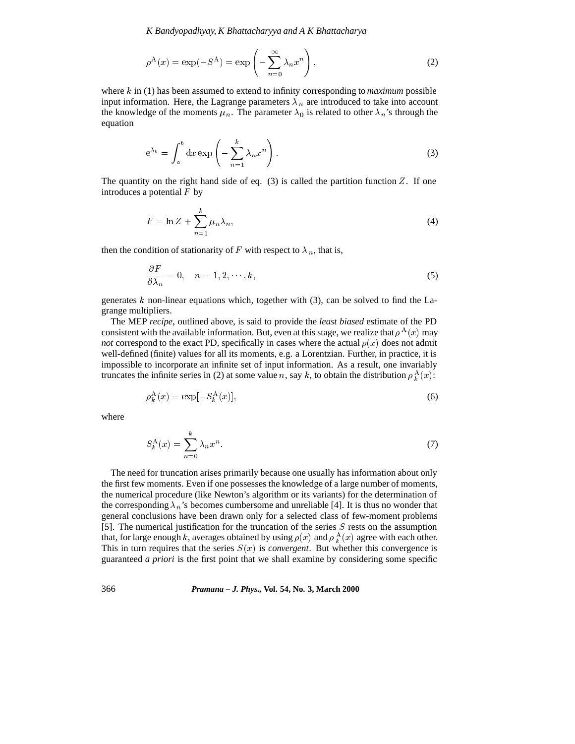$$\rho^{\mathrm{A}}(x) = \exp(-S^{\mathrm{A}}) = \exp\left(-\sum_{n=0}^{\infty} \lambda_n x^n\right), \tag{2}$$

where $k$ in (1) has been assumed to extend to infinity corresponding to *maximum* possible input information. Here, the Lagrange parameters $\lambda_n$ are introduced to take into account the knowledge of the moments $\mu_n$. The parameter $\lambda_0$ is related to other $\lambda_n$'s through the equation

$$\mathrm{e}^{\lambda_0} = \int_a^b \mathrm{d}x \exp\left(-\sum_{n=1}^{k} \lambda_n x^n\right). \tag{3}$$

The quantity on the right hand side of eq. (3) is called the partition function $Z$. If one introduces a potential $F$ by

$$F = \ln Z + \sum_{n=1}^{k} \mu_n \lambda_n, \tag{4}$$

then the condition of stationarity of $F$ with respect to $\lambda_n$, that is,

$$\frac{\partial F}{\partial \lambda_n} = 0, \quad n = 1, 2, \cdots, k, \tag{5}$$

generates $k$ non-linear equations which, together with (3), can be solved to find the Lagrange multipliers.

The MEP *recipe*, outlined above, is said to provide the *least biased* estimate of the PD consistent with the available information. But, even at this stage, we realize that $\rho^{\mathrm{A}}(x)$ may *not* correspond to the exact PD, specifically in cases where the actual $\rho(x)$ does not admit well-defined (finite) values for all its moments, e.g. a Lorentzian. Further, in practice, it is impossible to incorporate an infinite set of input information. As a result, one invariably truncates the infinite series in (2) at some value $n$, say $k$, to obtain the distribution $\rho_k^{\mathrm{A}}(x)$:

$$\rho_k^{\mathrm{A}}(x) = \exp[-S_k^{\mathrm{A}}(x)], \tag{6}$$

where

$$S_k^{\mathrm{A}}(x) = \sum_{n=0}^{k} \lambda_n x^n. \tag{7}$$

The need for truncation arises primarily because one usually has information about only the first few moments. Even if one possesses the knowledge of a large number of moments, the numerical procedure (like Newton's algorithm or its variants) for the determination of the corresponding $\lambda_n$'s becomes cumbersome and unreliable [4]. It is thus no wonder that general conclusions have been drawn only for a selected class of few-moment problems [5]. The numerical justification for the truncation of the series $S$ rests on the assumption that, for large enough $k$, averages obtained by using $\rho(x)$ and $\rho_k^{\mathrm{A}}(x)$ agree with each other. This in turn requires that the series $S(x)$ is *convergent*. But whether this convergence is guaranteed *a priori* is the first point that we shall examine by considering some specific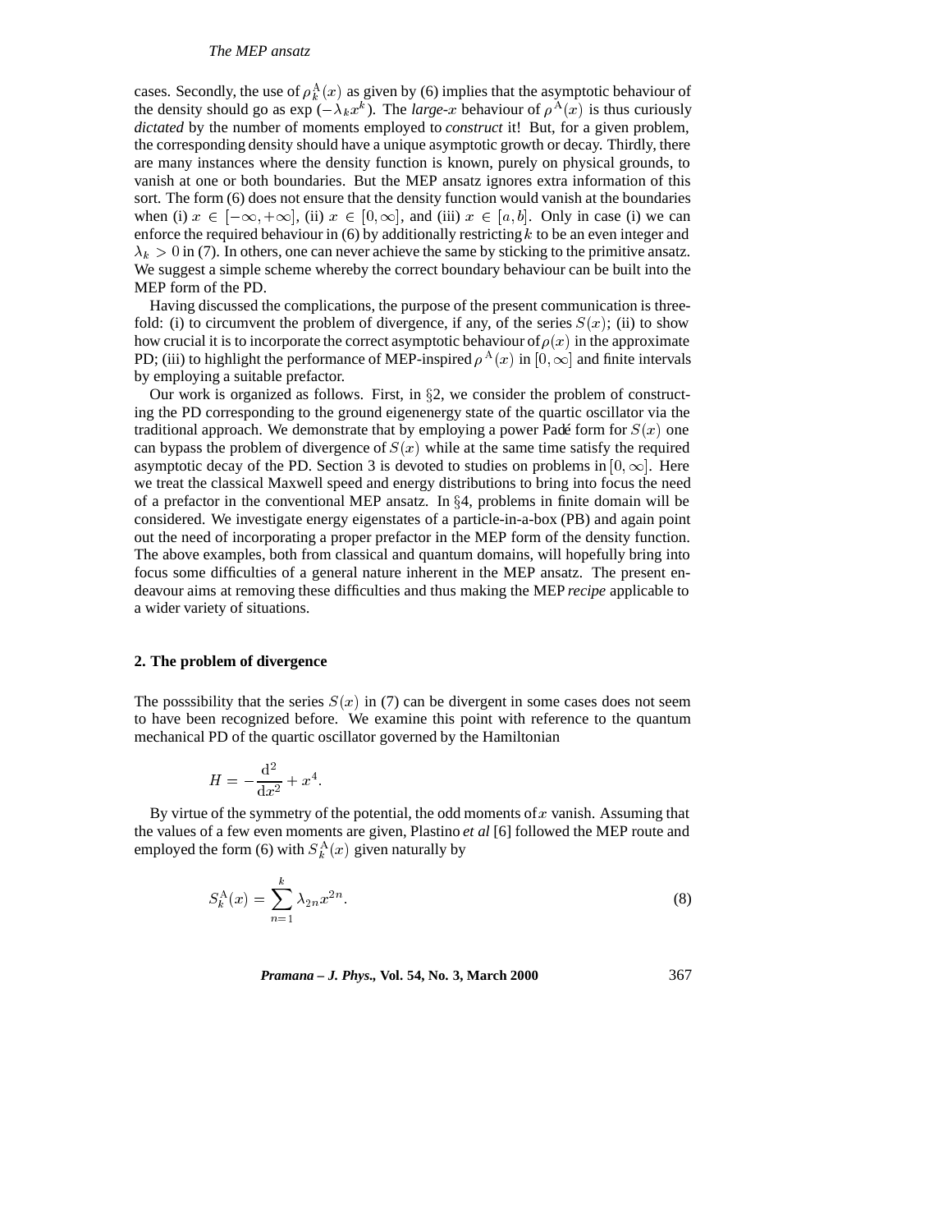cases. Secondly, the use of $\rho_k^{\rm A}(x)$ as given by (6) implies that the asymptotic behaviour of the density should go as exp $(-\lambda_k x^k)$. The *large-$x$* behaviour of $\rho^{\rm A}(x)$ is thus curiously *dictated* by the number of moments employed to *construct* it! But, for a given problem, the corresponding density should have a unique asymptotic growth or decay. Thirdly, there are many instances where the density function is known, purely on physical grounds, to vanish at one or both boundaries. But the MEP ansatz ignores extra information of this sort. The form (6) does not ensure that the density function would vanish at the boundaries when (i) $x \in [-\infty, +\infty]$, (ii) $x \in [0, \infty]$, and (iii) $x \in [a, b]$. Only in case (i) we can enforce the required behaviour in (6) by additionally restricting $k$ to be an even integer and $\lambda_k > 0$ in (7). In others, one can never achieve the same by sticking to the primitive ansatz. We suggest a simple scheme whereby the correct boundary behaviour can be built into the MEP form of the PD.

Having discussed the complications, the purpose of the present communication is three-fold: (i) to circumvent the problem of divergence, if any, of the series $S(x)$; (ii) to show how crucial it is to incorporate the correct asymptotic behaviour of $\rho(x)$ in the approximate PD; (iii) to highlight the performance of MEP-inspired $\rho^{\rm A}(x)$ in $[0, \infty]$ and finite intervals by employing a suitable prefactor.

Our work is organized as follows. First, in §2, we consider the problem of constructing the PD corresponding to the ground eigenenergy state of the quartic oscillator via the traditional approach. We demonstrate that by employing a power Padé form for $S(x)$ one can bypass the problem of divergence of $S(x)$ while at the same time satisfy the required asymptotic decay of the PD. Section 3 is devoted to studies on problems in $[0, \infty]$. Here we treat the classical Maxwell speed and energy distributions to bring into focus the need of a prefactor in the conventional MEP ansatz. In §4, problems in finite domain will be considered. We investigate energy eigenstates of a particle-in-a-box (PB) and again point out the need of incorporating a proper prefactor in the MEP form of the density function. The above examples, both from classical and quantum domains, will hopefully bring into focus some difficulties of a general nature inherent in the MEP ansatz. The present endeavour aims at removing these difficulties and thus making the MEP *recipe* applicable to a wider variety of situations.

## 2. The problem of divergence

The posssibility that the series $S(x)$ in (7) can be divergent in some cases does not seem to have been recognized before. We examine this point with reference to the quantum mechanical PD of the quartic oscillator governed by the Hamiltonian

$$H = -\frac{\mathrm{d}^2}{\mathrm{d}x^2} + x^4.$$

By virtue of the symmetry of the potential, the odd moments of $x$ vanish. Assuming that the values of a few even moments are given, Plastino *et al* [6] followed the MEP route and employed the form (6) with $S_k^{\rm A}(x)$ given naturally by

$$S_k^{\rm A}(x) = \sum_{n=1}^{k} \lambda_{2n} x^{2n}. \tag{8}$$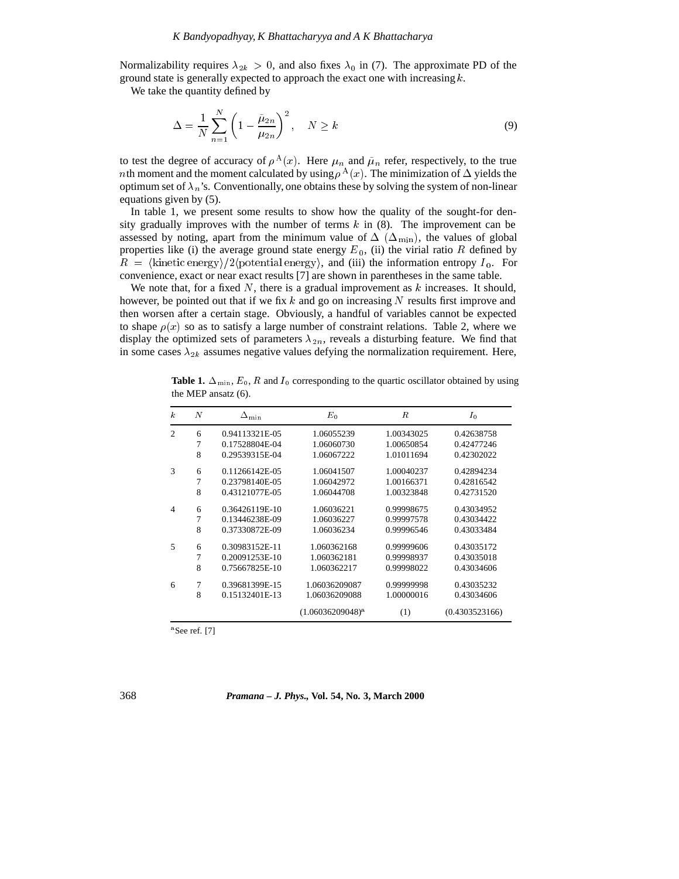Normalizability requires $\lambda_{2k} > 0$, and also fixes $\lambda_0$ in (7). The approximate PD of the ground state is generally expected to approach the exact one with increasing $k$.

We take the quantity defined by

$$\Delta = \frac{1}{N}\sum_{n=1}^{N}\left(1 - \frac{\bar{\mu}_{2n}}{\mu_{2n}}\right)^2, \quad N \geq k \tag{9}$$

to test the degree of accuracy of $\rho^{\mathrm{A}}(x)$. Here $\mu_n$ and $\bar{\mu}_n$ refer, respectively, to the true $n$th moment and the moment calculated by using $\rho^{\mathrm{A}}(x)$. The minimization of $\Delta$ yields the optimum set of $\lambda_n$'s. Conventionally, one obtains these by solving the system of non-linear equations given by (5).

In table 1, we present some results to show how the quality of the sought-for density gradually improves with the number of terms $k$ in (8). The improvement can be assessed by noting, apart from the minimum value of $\Delta$ ($\Delta_{\min}$), the values of global properties like (i) the average ground state energy $E_0$, (ii) the virial ratio $R$ defined by $R = \langle\text{kinetic energy}\rangle / 2\langle\text{potential energy}\rangle$, and (iii) the information entropy $I_0$. For convenience, exact or near exact results [7] are shown in parentheses in the same table.

We note that, for a fixed $N$, there is a gradual improvement as $k$ increases. It should, however, be pointed out that if we fix $k$ and go on increasing $N$ results first improve and then worsen after a certain stage. Obviously, a handful of variables cannot be expected to shape $\rho(x)$ so as to satisfy a large number of constraint relations. Table 2, where we display the optimized sets of parameters $\lambda_{2n}$, reveals a disturbing feature. We find that in some cases $\lambda_{2k}$ assumes negative values defying the normalization requirement. Here,

**Table 1.** $\Delta_{\min}$, $E_0$, $R$ and $I_0$ corresponding to the quartic oscillator obtained by using the MEP ansatz (6).

| $k$ | $N$ | $\Delta_{\min}$ | $E_0$ | $R$ | $I_0$ |
|---|---|---|---|---|---|
| 2 | 6 | 0.94113321E-05 | 1.06055239 | 1.00343025 | 0.42638758 |
| | 7 | 0.17528804E-04 | 1.06060730 | 1.00650854 | 0.42477246 |
| | 8 | 0.29539315E-04 | 1.06067222 | 1.01011694 | 0.42302022 |
| 3 | 6 | 0.11266142E-05 | 1.06041507 | 1.00040237 | 0.42894234 |
| | 7 | 0.23798140E-05 | 1.06042972 | 1.00166371 | 0.42816542 |
| | 8 | 0.43121077E-05 | 1.06044708 | 1.00323848 | 0.42731520 |
| 4 | 6 | 0.36426119E-10 | 1.06036221 | 0.99998675 | 0.43034952 |
| | 7 | 0.13446238E-09 | 1.06036227 | 0.99997578 | 0.43034422 |
| | 8 | 0.37330872E-09 | 1.06036234 | 0.99996546 | 0.43033484 |
| 5 | 6 | 0.30983152E-11 | 1.060362168 | 0.99999606 | 0.43035172 |
| | 7 | 0.20091253E-10 | 1.060362181 | 0.99998937 | 0.43035018 |
| | 8 | 0.75667825E-10 | 1.060362217 | 0.99998022 | 0.43034606 |
| 6 | 7 | 0.39681399E-15 | 1.06036209087 | 0.99999998 | 0.43035232 |
| | 8 | 0.15132401E-13 | 1.06036209088 | 1.00000016 | 0.43034606 |
| | | | (1.06036209048)[a] | (1) | (0.4303523166) |

[a] See ref. [7]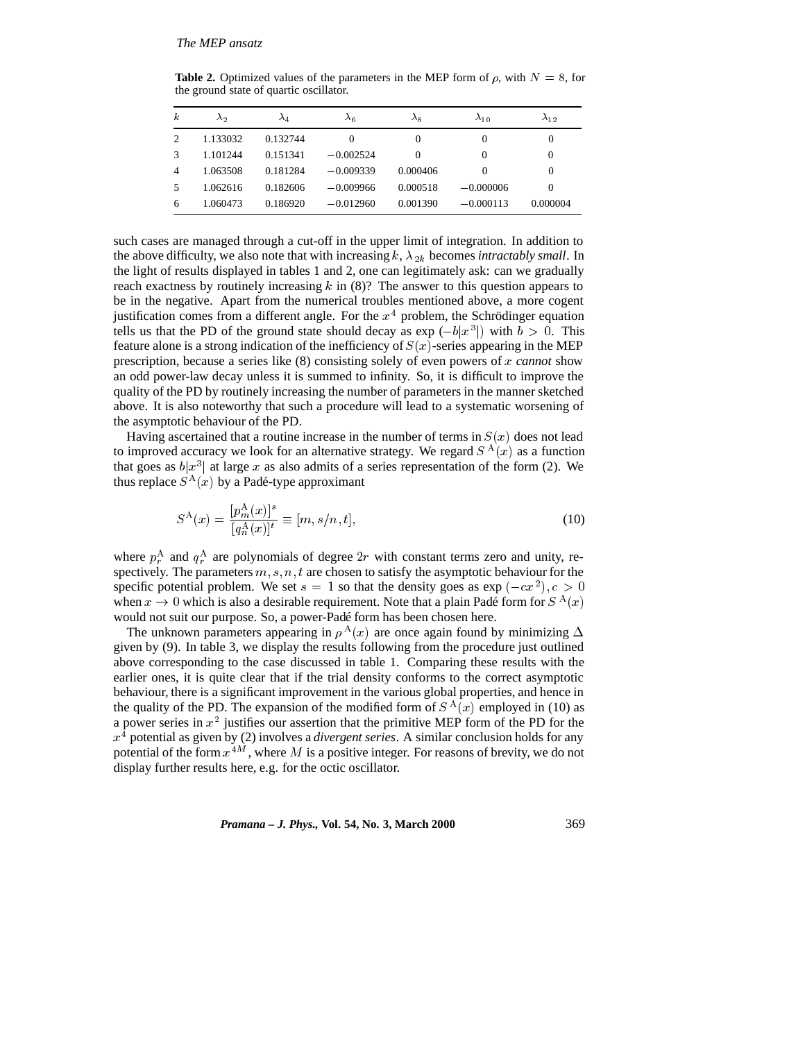**Table 2.** Optimized values of the parameters in the MEP form of $\rho$, with $N = 8$, for the ground state of quartic oscillator.

| $k$ | $\lambda_2$ | $\lambda_4$ | $\lambda_6$ | $\lambda_8$ | $\lambda_{10}$ | $\lambda_{12}$ |
|---|---|---|---|---|---|---|
| 2 | 1.133032 | 0.132744 | 0 | 0 | 0 | 0 |
| 3 | 1.101244 | 0.151341 | $-0.002524$ | 0 | 0 | 0 |
| 4 | 1.063508 | 0.181284 | $-0.009339$ | 0.000406 | 0 | 0 |
| 5 | 1.062616 | 0.182606 | $-0.009966$ | 0.000518 | $-0.000006$ | 0 |
| 6 | 1.060473 | 0.186920 | $-0.012960$ | 0.001390 | $-0.000113$ | 0.000004 |

such cases are managed through a cut-off in the upper limit of integration. In addition to the above difficulty, we also note that with increasing $k$, $\lambda_{2k}$ becomes *intractably small*. In the light of results displayed in tables 1 and 2, one can legitimately ask: can we gradually reach exactness by routinely increasing $k$ in (8)? The answer to this question appears to be in the negative. Apart from the numerical troubles mentioned above, a more cogent justification comes from a different angle. For the $x^4$ problem, the Schrödinger equation tells us that the PD of the ground state should decay as $\exp(-b|x^3|)$ with $b > 0$. This feature alone is a strong indication of the inefficiency of $S(x)$-series appearing in the MEP prescription, because a series like (8) consisting solely of even powers of $x$ *cannot* show an odd power-law decay unless it is summed to infinity. So, it is difficult to improve the quality of the PD by routinely increasing the number of parameters in the manner sketched above. It is also noteworthy that such a procedure will lead to a systematic worsening of the asymptotic behaviour of the PD.

Having ascertained that a routine increase in the number of terms in $S(x)$ does not lead to improved accuracy we look for an alternative strategy. We regard $S^{\rm A}(x)$ as a function that goes as $b|x^3|$ at large $x$ as also admits of a series representation of the form (2). We thus replace $S^{\rm A}(x)$ by a Padé-type approximant

$$S^{\rm A}(x) = \frac{[p_m^{\rm A}(x)]^s}{[q_n^{\rm A}(x)]^t} \equiv [m, s/n, t], \tag{10}$$

where $p_r^{\rm A}$ and $q_r^{\rm A}$ are polynomials of degree $2r$ with constant terms zero and unity, respectively. The parameters $m, s, n, t$ are chosen to satisfy the asymptotic behaviour for the specific potential problem. We set $s = 1$ so that the density goes as $\exp(-cx^2), c > 0$ when $x \to 0$ which is also a desirable requirement. Note that a plain Padé form for $S^{\rm A}(x)$ would not suit our purpose. So, a power-Padé form has been chosen here.

The unknown parameters appearing in $\rho^{\rm A}(x)$ are once again found by minimizing $\Delta$ given by (9). In table 3, we display the results following from the procedure just outlined above corresponding to the case discussed in table 1. Comparing these results with the earlier ones, it is quite clear that if the trial density conforms to the correct asymptotic behaviour, there is a significant improvement in the various global properties, and hence in the quality of the PD. The expansion of the modified form of $S^{\rm A}(x)$ employed in (10) as a power series in $x^2$ justifies our assertion that the primitive MEP form of the PD for the $x^4$ potential as given by (2) involves a *divergent series*. A similar conclusion holds for any potential of the form $x^{4M}$, where $M$ is a positive integer. For reasons of brevity, we do not display further results here, e.g. for the octic oscillator.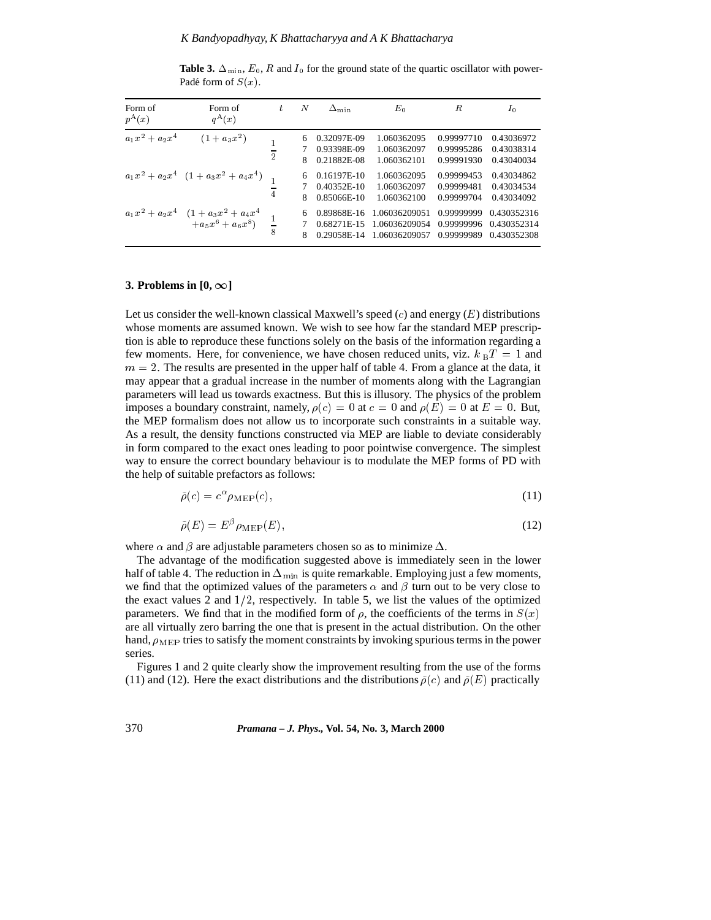**Table 3.** $\Delta_{\min}$, $E_0$, $R$ and $I_0$ for the ground state of the quartic oscillator with power-Padé form of $S(x)$.

| Form of $p^{A}(x)$ | Form of $q^{A}(x)$ | $t$ | $N$ | $\Delta_{\min}$ | $E_0$ | $R$ | $I_0$ |
|---|---|---|---|---|---|---|---|
| $a_1x^2 + a_2x^4$ | $(1 + a_3x^2)$ | $\frac{1}{2}$ | 6 | 0.32097E-09 | 1.060362095 | 0.99997710 | 0.43036972 |
| | | | 7 | 0.93398E-09 | 1.060362097 | 0.99995286 | 0.43038314 |
| | | | 8 | 0.21882E-08 | 1.060362101 | 0.99991930 | 0.43040034 |
| $a_1x^2 + a_2x^4$ | $(1 + a_3x^2 + a_4x^4)$ | $\frac{1}{4}$ | 6 | 0.16197E-10 | 1.060362095 | 0.99999453 | 0.43034862 |
| | | | 7 | 0.40352E-10 | 1.060362097 | 0.99999481 | 0.43034534 |
| | | | 8 | 0.85066E-10 | 1.060362100 | 0.99999704 | 0.43034092 |
| $a_1x^2 + a_2x^4$ | $(1 + a_3x^2 + a_4x^4 + a_5x^6 + a_6x^8)$ | $\frac{1}{8}$ | 6 | 0.89868E-16 | 1.06036209051 | 0.99999999 | 0.430352316 |
| | | | 7 | 0.68271E-15 | 1.06036209054 | 0.99999996 | 0.430352314 |
| | | | 8 | 0.29058E-14 | 1.06036209057 | 0.99999989 | 0.430352308 |

### 3. Problems in [0, $\infty$]

Let us consider the well-known classical Maxwell's speed ($c$) and energy ($E$) distributions whose moments are assumed known. We wish to see how far the standard MEP prescription is able to reproduce these functions solely on the basis of the information regarding a few moments. Here, for convenience, we have chosen reduced units, viz. $k_{\mathrm{B}}T = 1$ and $m = 2$. The results are presented in the upper half of table 4. From a glance at the data, it may appear that a gradual increase in the number of moments along with the Lagrangian parameters will lead us towards exactness. But this is illusory. The physics of the problem imposes a boundary constraint, namely, $\rho(c) = 0$ at $c = 0$ and $\rho(E) = 0$ at $E = 0$. But, the MEP formalism does not allow us to incorporate such constraints in a suitable way. As a result, the density functions constructed via MEP are liable to deviate considerably in form compared to the exact ones leading to poor pointwise convergence. The simplest way to ensure the correct boundary behaviour is to modulate the MEP forms of PD with the help of suitable prefactors as follows:

$$\bar{\rho}(c) = c^{\alpha}\rho_{\mathrm{MEP}}(c), \tag{11}$$

$$\bar{\rho}(E) = E^{\beta}\rho_{\mathrm{MEP}}(E), \tag{12}$$

where $\alpha$ and $\beta$ are adjustable parameters chosen so as to minimize $\Delta$.

The advantage of the modification suggested above is immediately seen in the lower half of table 4. The reduction in $\Delta_{\min}$ is quite remarkable. Employing just a few moments, we find that the optimized values of the parameters $\alpha$ and $\beta$ turn out to be very close to the exact values 2 and $1/2$, respectively. In table 5, we list the values of the optimized parameters. We find that in the modified form of $\rho$, the coefficients of the terms in $S(x)$ are all virtually zero barring the one that is present in the actual distribution. On the other hand, $\rho_{\mathrm{MEP}}$ tries to satisfy the moment constraints by invoking spurious terms in the power series.

Figures 1 and 2 quite clearly show the improvement resulting from the use of the forms (11) and (12). Here the exact distributions and the distributions $\bar{\rho}(c)$ and $\bar{\rho}(E)$ practically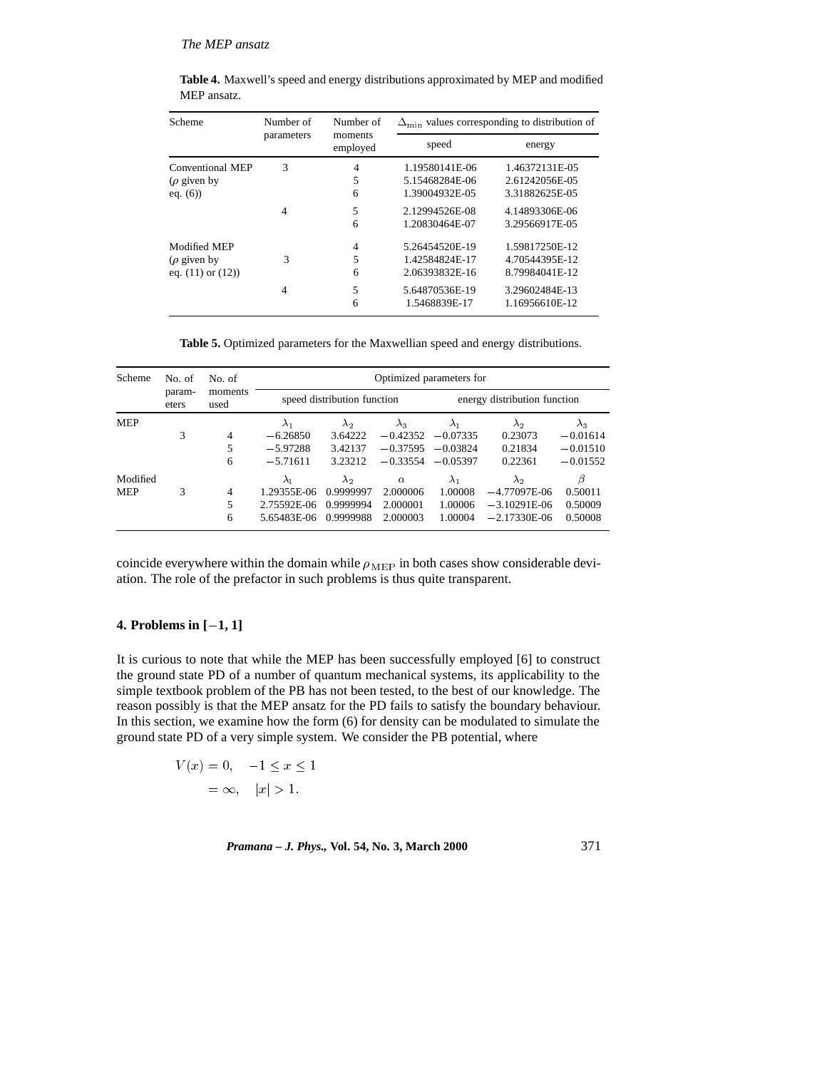**Table 4.** Maxwell's speed and energy distributions approximated by MEP and modified MEP ansatz.

| Scheme | Number of parameters | Number of moments employed | $\Delta_{\min}$ values corresponding to distribution of | |
|---|---|---|---|---|
| | | | speed | energy |
| Conventional MEP ($\rho$ given by eq. (6)) | 3 | 4 | 1.19580141E-06 | 1.46372131E-05 |
| | | 5 | 5.15468284E-06 | 2.61242056E-05 |
| | | 6 | 1.39004932E-05 | 3.31882625E-05 |
| | 4 | 5 | 2.12994526E-08 | 4.14893306E-06 |
| | | 6 | 1.20830464E-07 | 3.29566917E-05 |
| Modified MEP ($\rho$ given by eq. (11) or (12)) | 3 | 4 | 5.26454520E-19 | 1.59817250E-12 |
| | | 5 | 1.42584824E-17 | 4.70544395E-12 |
| | | 6 | 2.06393832E-16 | 8.79984041E-12 |
| | 4 | 5 | 5.64870536E-19 | 3.29602484E-13 |
| | | 6 | 1.5468839E-17 | 1.16956610E-12 |

**Table 5.** Optimized parameters for the Maxwellian speed and energy distributions.

| Scheme | No. of param-eters | No. of moments used | Optimized parameters for | | | | | |
|---|---|---|---|---|---|---|---|---|
| | | | speed distribution function | | | energy distribution function | | |
| MEP | | | $\lambda_1$ | $\lambda_2$ | $\lambda_3$ | $\lambda_1$ | $\lambda_2$ | $\lambda_3$ |
| | 3 | 4 | $-6.26850$ | 3.64222 | $-0.42352$ | $-0.07335$ | 0.23073 | $-0.01614$ |
| | | 5 | $-5.97288$ | 3.42137 | $-0.37595$ | $-0.03824$ | 0.21834 | $-0.01510$ |
| | | 6 | $-5.71611$ | 3.23212 | $-0.33554$ | $-0.05397$ | 0.22361 | $-0.01552$ |
| Modified | | | $\lambda_1$ | $\lambda_2$ | $\alpha$ | $\lambda_1$ | $\lambda_2$ | $\beta$ |
| MEP | 3 | 4 | 1.29355E-06 | 0.9999997 | 2.000006 | 1.00008 | $-4.77097$E-06 | 0.50011 |
| | | 5 | 2.75592E-06 | 0.9999994 | 2.000001 | 1.00006 | $-3.10291$E-06 | 0.50009 |
| | | 6 | 5.65483E-06 | 0.9999988 | 2.000003 | 1.00004 | $-2.17330$E-06 | 0.50008 |

coincide everywhere within the domain while $\rho_{\text{MEP}}$ in both cases show considerable deviation. The role of the prefactor in such problems is thus quite transparent.

## 4. Problems in $[-1, 1]$

It is curious to note that while the MEP has been successfully employed [6] to construct the ground state PD of a number of quantum mechanical systems, its applicability to the simple textbook problem of the PB has not been tested, to the best of our knowledge. The reason possibly is that the MEP ansatz for the PD fails to satisfy the boundary behaviour. In this section, we examine how the form (6) for density can be modulated to simulate the ground state PD of a very simple system. We consider the PB potential, where

$$
\begin{aligned}
V(x) &= 0, \quad -1 \leq x \leq 1 \\
&= \infty, \quad |x| > 1.
\end{aligned}
$$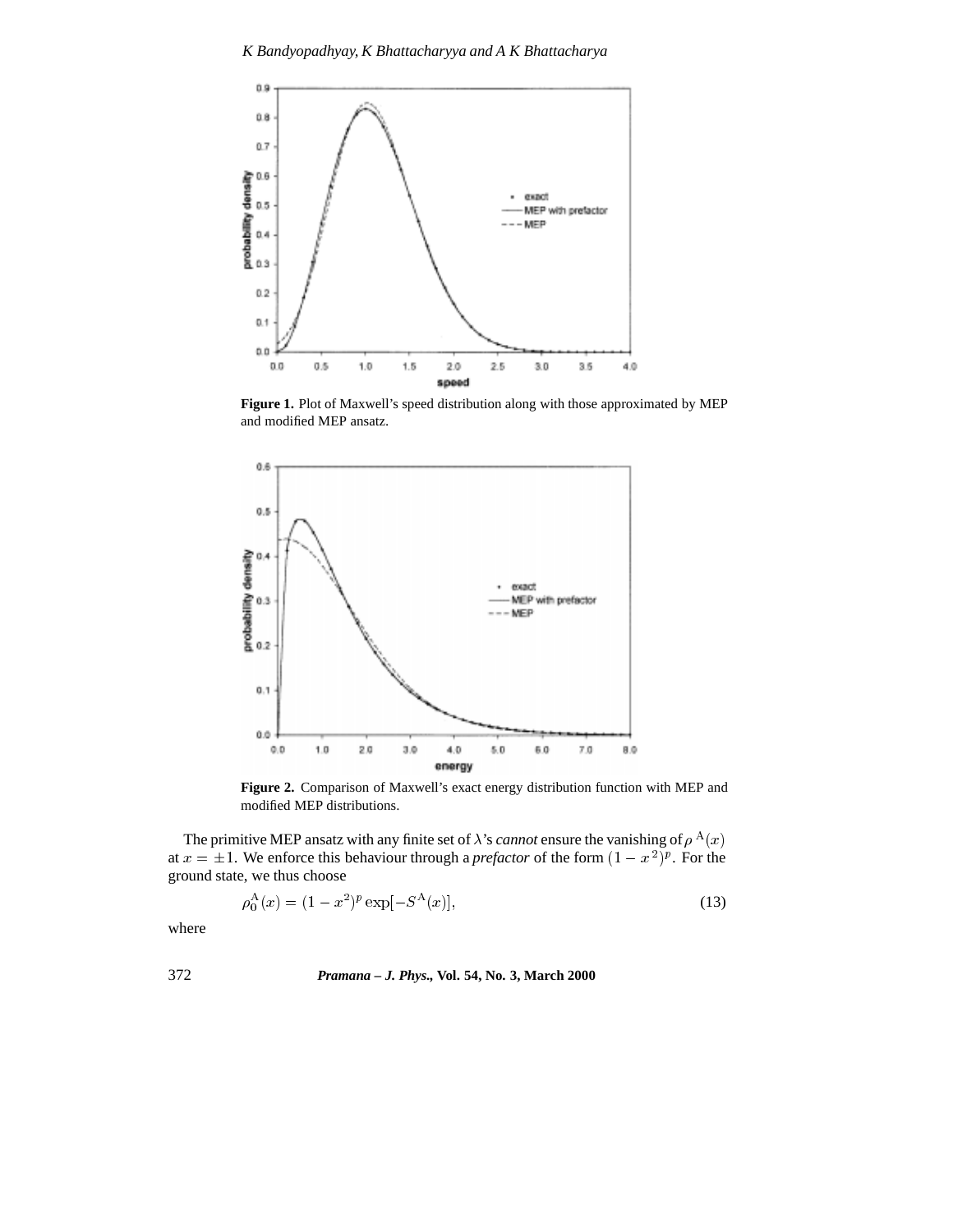**Figure 1.** Plot of Maxwell's speed distribution along with those approximated by MEP and modified MEP ansatz.

**Figure 2.** Comparison of Maxwell's exact energy distribution function with MEP and modified MEP distributions.

The primitive MEP ansatz with any finite set of $\lambda$'s *cannot* ensure the vanishing of $\rho^{\mathrm{A}}(x)$ at $x = \pm 1$. We enforce this behaviour through a *prefactor* of the form $(1 - x^2)^p$. For the ground state, we thus choose

$$\rho_0^{\mathrm{A}}(x) = (1 - x^2)^p \exp[-S^{\mathrm{A}}(x)], \tag{13}$$

where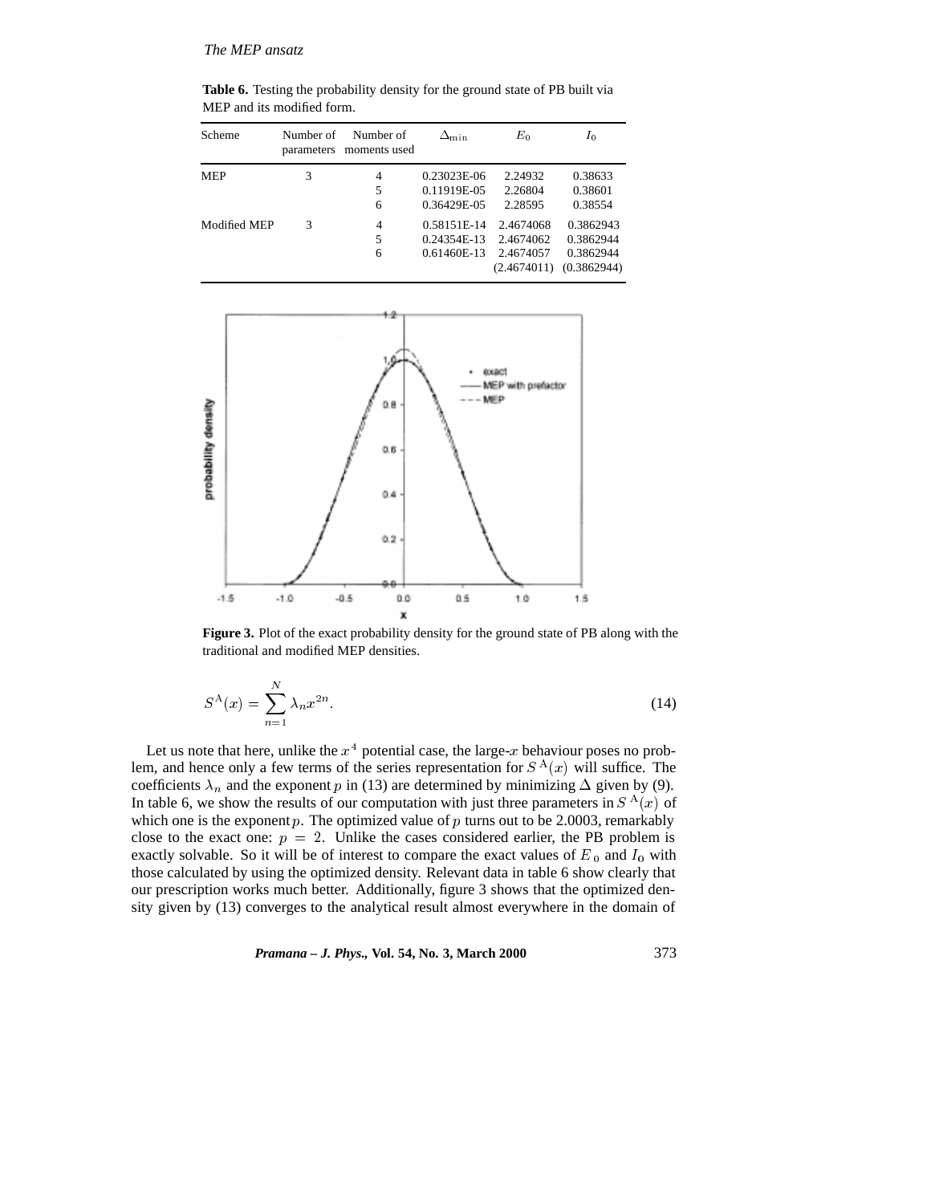**Table 6.** Testing the probability density for the ground state of PB built via MEP and its modified form.

| Scheme | Number of parameters | Number of moments used | $\Delta_{\min}$ | $E_0$ | $I_0$ |
|---|---|---|---|---|---|
| MEP | 3 | 4 | 0.23023E-06 | 2.24932 | 0.38633 |
| | | 5 | 0.11919E-05 | 2.26804 | 0.38601 |
| | | 6 | 0.36429E-05 | 2.28595 | 0.38554 |
| Modified MEP | 3 | 4 | 0.58151E-14 | 2.4674068 | 0.3862943 |
| | | 5 | 0.24354E-13 | 2.4674062 | 0.3862944 |
| | | 6 | 0.61460E-13 | 2.4674057 | 0.3862944 |
| | | | | (2.4674011) | (0.3862944) |

**Figure 3.** Plot of the exact probability density for the ground state of PB along with the traditional and modified MEP densities.

$$S^{\mathrm{A}}(x) = \sum_{n=1}^{N} \lambda_n x^{2n}. \tag{14}$$

Let us note that here, unlike the $x^4$ potential case, the large-$x$ behaviour poses no problem, and hence only a few terms of the series representation for $S^{\mathrm{A}}(x)$ will suffice. The coefficients $\lambda_n$ and the exponent $p$ in (13) are determined by minimizing $\Delta$ given by (9). In table 6, we show the results of our computation with just three parameters in $S^{\mathrm{A}}(x)$ of which one is the exponent $p$. The optimized value of $p$ turns out to be 2.0003, remarkably close to the exact one: $p = 2$. Unlike the cases considered earlier, the PB problem is exactly solvable. So it will be of interest to compare the exact values of $E_0$ and $I_0$ with those calculated by using the optimized density. Relevant data in table 6 show clearly that our prescription works much better. Additionally, figure 3 shows that the optimized density given by (13) converges to the analytical result almost everywhere in the domain of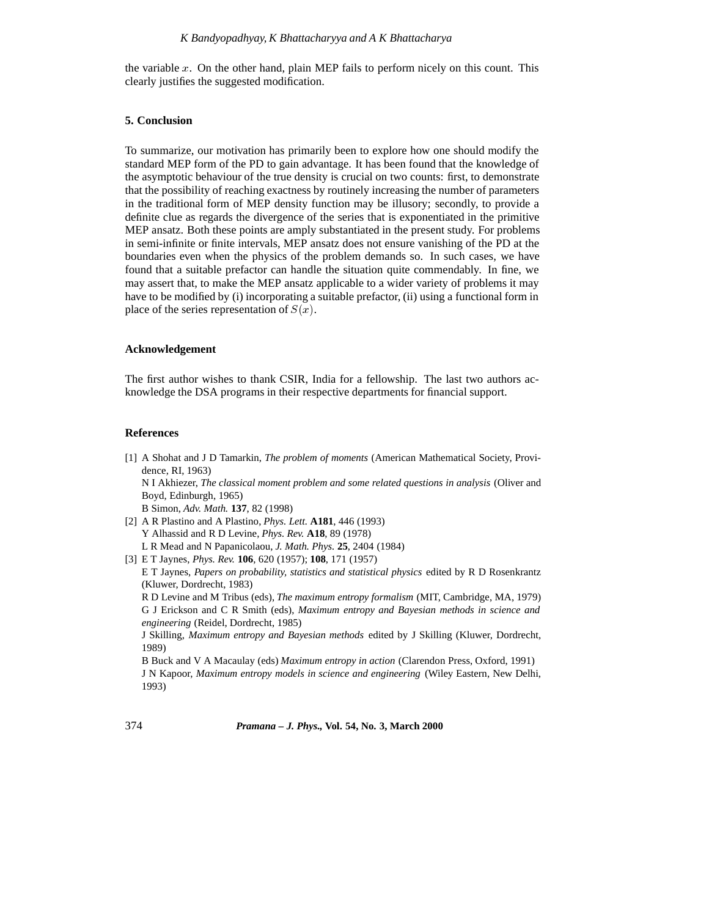the variable $x$. On the other hand, plain MEP fails to perform nicely on this count. This clearly justifies the suggested modification.

## 5. Conclusion

To summarize, our motivation has primarily been to explore how one should modify the standard MEP form of the PD to gain advantage. It has been found that the knowledge of the asymptotic behaviour of the true density is crucial on two counts: first, to demonstrate that the possibility of reaching exactness by routinely increasing the number of parameters in the traditional form of MEP density function may be illusory; secondly, to provide a definite clue as regards the divergence of the series that is exponentiated in the primitive MEP ansatz. Both these points are amply substantiated in the present study. For problems in semi-infinite or finite intervals, MEP ansatz does not ensure vanishing of the PD at the boundaries even when the physics of the problem demands so. In such cases, we have found that a suitable prefactor can handle the situation quite commendably. In fine, we may assert that, to make the MEP ansatz applicable to a wider variety of problems it may have to be modified by (i) incorporating a suitable prefactor, (ii) using a functional form in place of the series representation of $S(x)$.

## Acknowledgement

The first author wishes to thank CSIR, India for a fellowship. The last two authors acknowledge the DSA programs in their respective departments for financial support.

## References

[1] A Shohat and J D Tamarkin, *The problem of moments* (American Mathematical Society, Providence, RI, 1963)
N I Akhiezer, *The classical moment problem and some related questions in analysis* (Oliver and Boyd, Edinburgh, 1965)
B Simon, *Adv. Math.* **137**, 82 (1998)

[2] A R Plastino and A Plastino, *Phys. Lett.* **A181**, 446 (1993)
Y Alhassid and R D Levine, *Phys. Rev.* **A18**, 89 (1978)
L R Mead and N Papanicolaou, *J. Math. Phys.* **25**, 2404 (1984)

[3] E T Jaynes, *Phys. Rev.* **106**, 620 (1957); **108**, 171 (1957)
E T Jaynes, *Papers on probability, statistics and statistical physics* edited by R D Rosenkrantz (Kluwer, Dordrecht, 1983)
R D Levine and M Tribus (eds), *The maximum entropy formalism* (MIT, Cambridge, MA, 1979)
G J Erickson and C R Smith (eds), *Maximum entropy and Bayesian methods in science and engineering* (Reidel, Dordrecht, 1985)
J Skilling, *Maximum entropy and Bayesian methods* edited by J Skilling (Kluwer, Dordrecht, 1989)
B Buck and V A Macaulay (eds) *Maximum entropy in action* (Clarendon Press, Oxford, 1991)
J N Kapoor, *Maximum entropy models in science and engineering* (Wiley Eastern, New Delhi, 1993)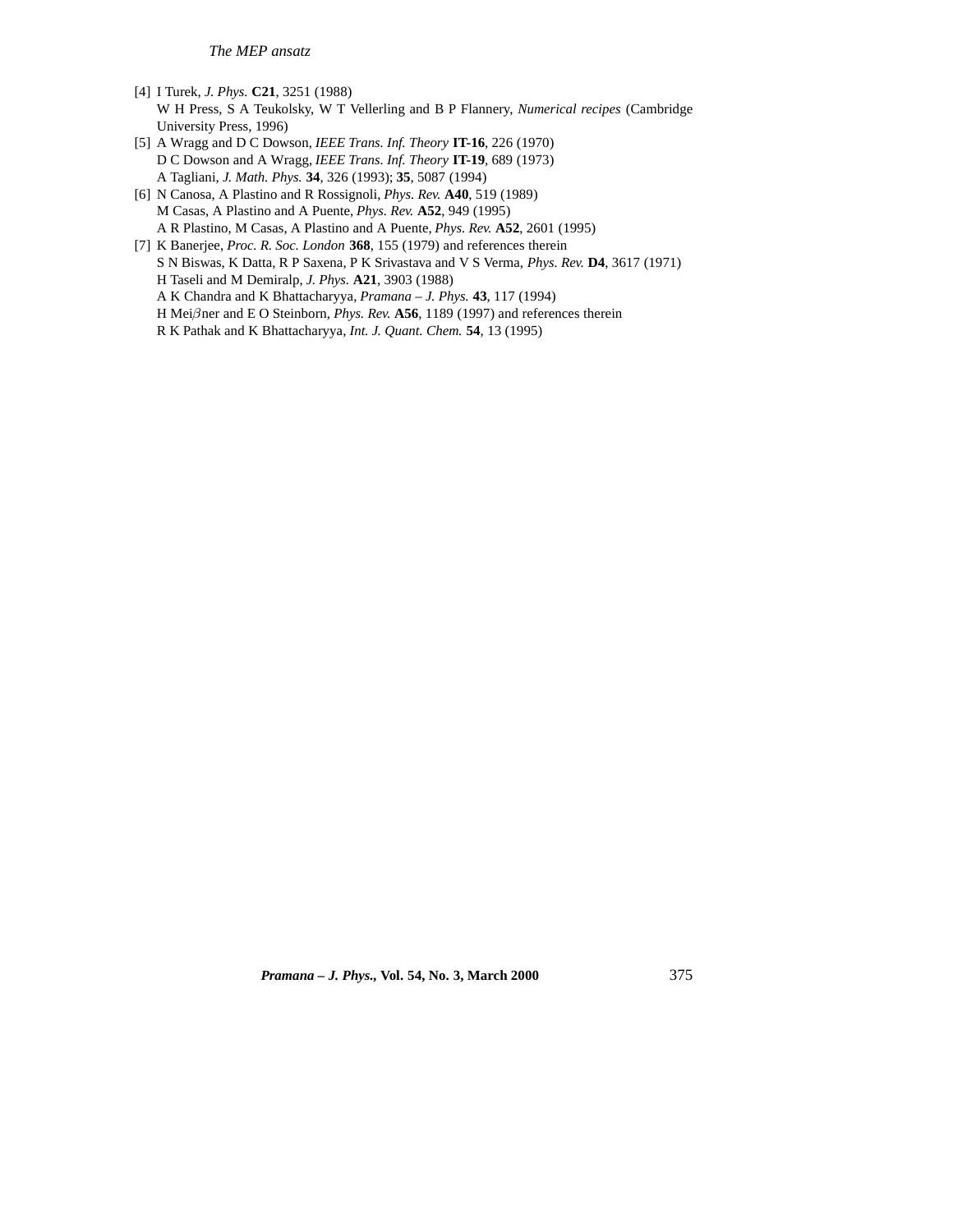[4] I Turek, *J. Phys.* **C21**, 3251 (1988)
W H Press, S A Teukolsky, W T Vellerling and B P Flannery, *Numerical recipes* (Cambridge University Press, 1996)

[5] A Wragg and D C Dowson, *IEEE Trans. Inf. Theory* **IT-16**, 226 (1970)
D C Dowson and A Wragg, *IEEE Trans. Inf. Theory* **IT-19**, 689 (1973)
A Tagliani, *J. Math. Phys.* **34**, 326 (1993); **35**, 5087 (1994)

[6] N Canosa, A Plastino and R Rossignoli, *Phys. Rev.* **A40**, 519 (1989)
M Casas, A Plastino and A Puente, *Phys. Rev.* **A52**, 949 (1995)
A R Plastino, M Casas, A Plastino and A Puente, *Phys. Rev.* **A52**, 2601 (1995)

[7] K Banerjee, *Proc. R. Soc. London* **368**, 155 (1979) and references therein
S N Biswas, K Datta, R P Saxena, P K Srivastava and V S Verma, *Phys. Rev.* **D4**, 3617 (1971)
H Taseli and M Demiralp, *J. Phys.* **A21**, 3903 (1988)
A K Chandra and K Bhattacharyya, *Pramana – J. Phys.* **43**, 117 (1994)
H Mei$\beta$ner and E O Steinborn, *Phys. Rev.* **A56**, 1189 (1997) and references therein
R K Pathak and K Bhattacharyya, *Int. J. Quant. Chem.* **54**, 13 (1995)